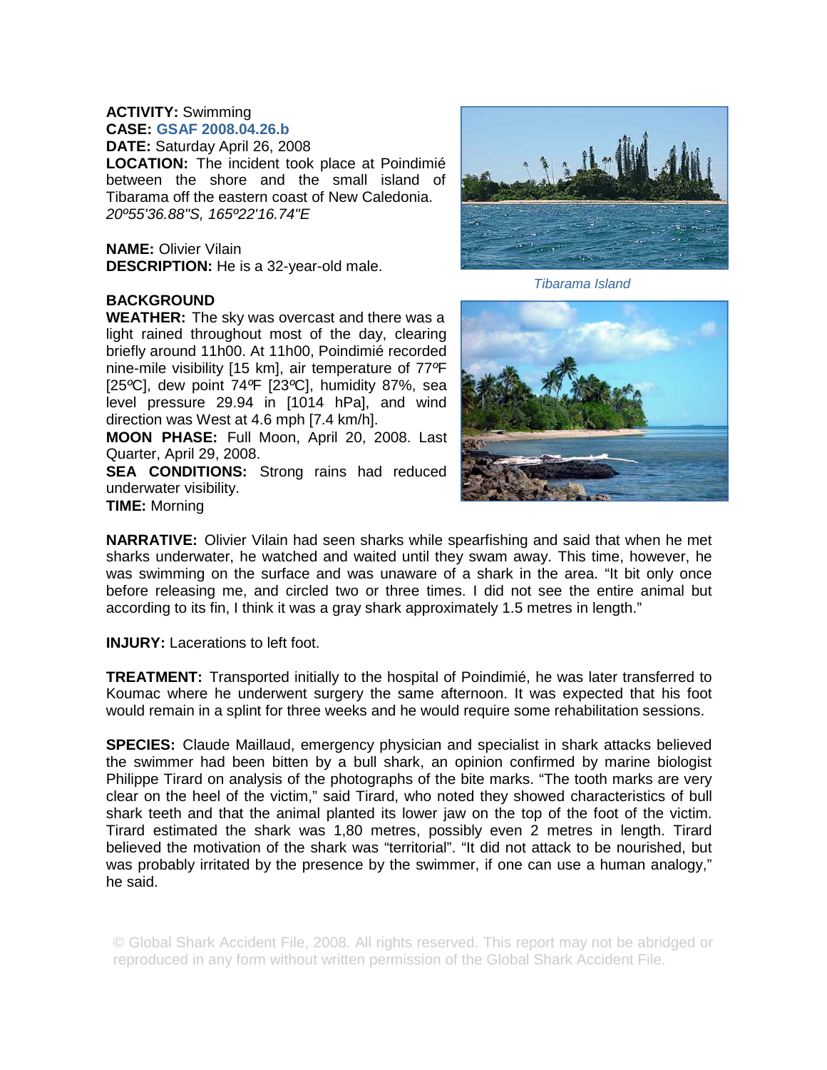**ACTIVITY:** Swimming
**CASE:** GSAF 2008.04.26.b
**DATE:** Saturday April 26, 2008
**LOCATION:** The incident took place at Poindimié between the shore and the small island of Tibarama off the eastern coast of New Caledonia.
*20º55'36.88"S, 165º22'16.74"E*

**NAME:** Olivier Vilain
**DESCRIPTION:** He is a 32-year-old male.

*Tibarama Island*

**BACKGROUND**

**WEATHER:** The sky was overcast and there was a light rained throughout most of the day, clearing briefly around 11h00. At 11h00, Poindimié recorded nine-mile visibility [15 km], air temperature of 77ºF [25ºC], dew point 74ºF [23ºC], humidity 87%, sea level pressure 29.94 in [1014 hPa], and wind direction was West at 4.6 mph [7.4 km/h].

**MOON PHASE:** Full Moon, April 20, 2008. Last Quarter, April 29, 2008.

**SEA CONDITIONS:** Strong rains had reduced underwater visibility.

**TIME:** Morning

**NARRATIVE:** Olivier Vilain had seen sharks while spearfishing and said that when he met sharks underwater, he watched and waited until they swam away. This time, however, he was swimming on the surface and was unaware of a shark in the area. "It bit only once before releasing me, and circled two or three times. I did not see the entire animal but according to its fin, I think it was a gray shark approximately 1.5 metres in length."

**INJURY:** Lacerations to left foot.

**TREATMENT:** Transported initially to the hospital of Poindimié, he was later transferred to Koumac where he underwent surgery the same afternoon. It was expected that his foot would remain in a splint for three weeks and he would require some rehabilitation sessions.

**SPECIES:** Claude Maillaud, emergency physician and specialist in shark attacks believed the swimmer had been bitten by a bull shark, an opinion confirmed by marine biologist Philippe Tirard on analysis of the photographs of the bite marks. "The tooth marks are very clear on the heel of the victim," said Tirard, who noted they showed characteristics of bull shark teeth and that the animal planted its lower jaw on the top of the foot of the victim. Tirard estimated the shark was 1,80 metres, possibly even 2 metres in length. Tirard believed the motivation of the shark was "territorial". "It did not attack to be nourished, but was probably irritated by the presence by the swimmer, if one can use a human analogy," he said.

© Global Shark Accident File, 2008. All rights reserved. This report may not be abridged or reproduced in any form without written permission of the Global Shark Accident File.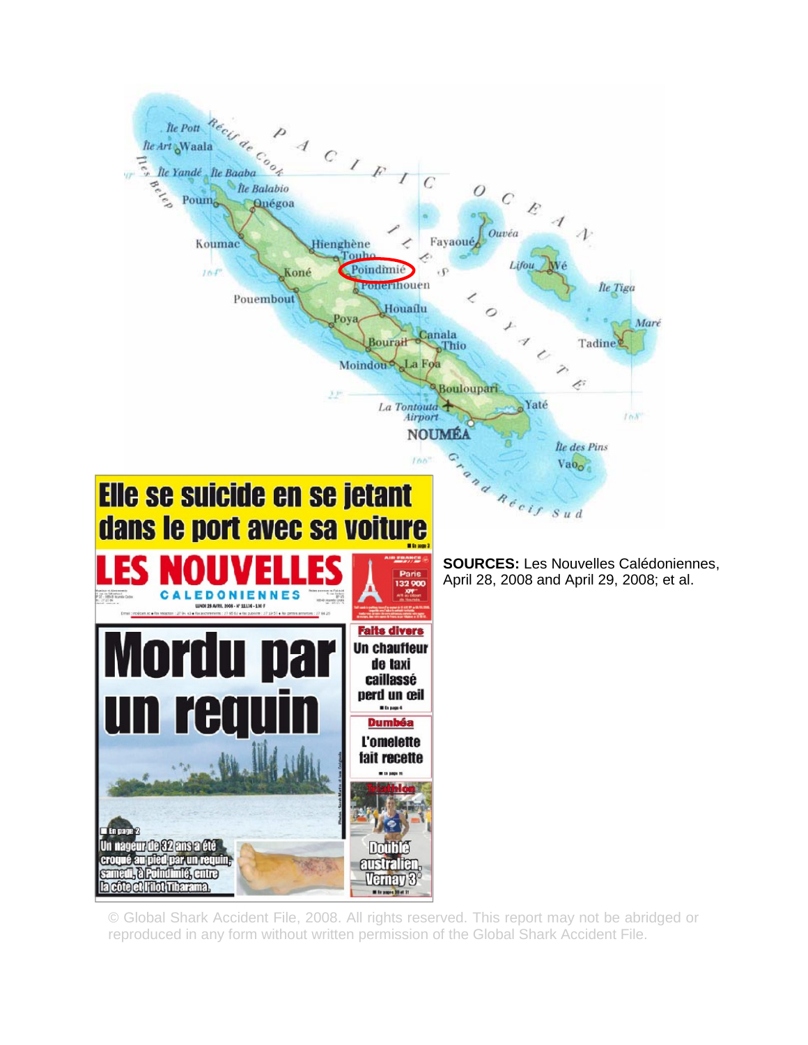**SOURCES:** Les Nouvelles Calédoniennes, April 28, 2008 and April 29, 2008; et al.

© Global Shark Accident File, 2008. All rights reserved. This report may not be abridged or reproduced in any form without written permission of the Global Shark Accident File.